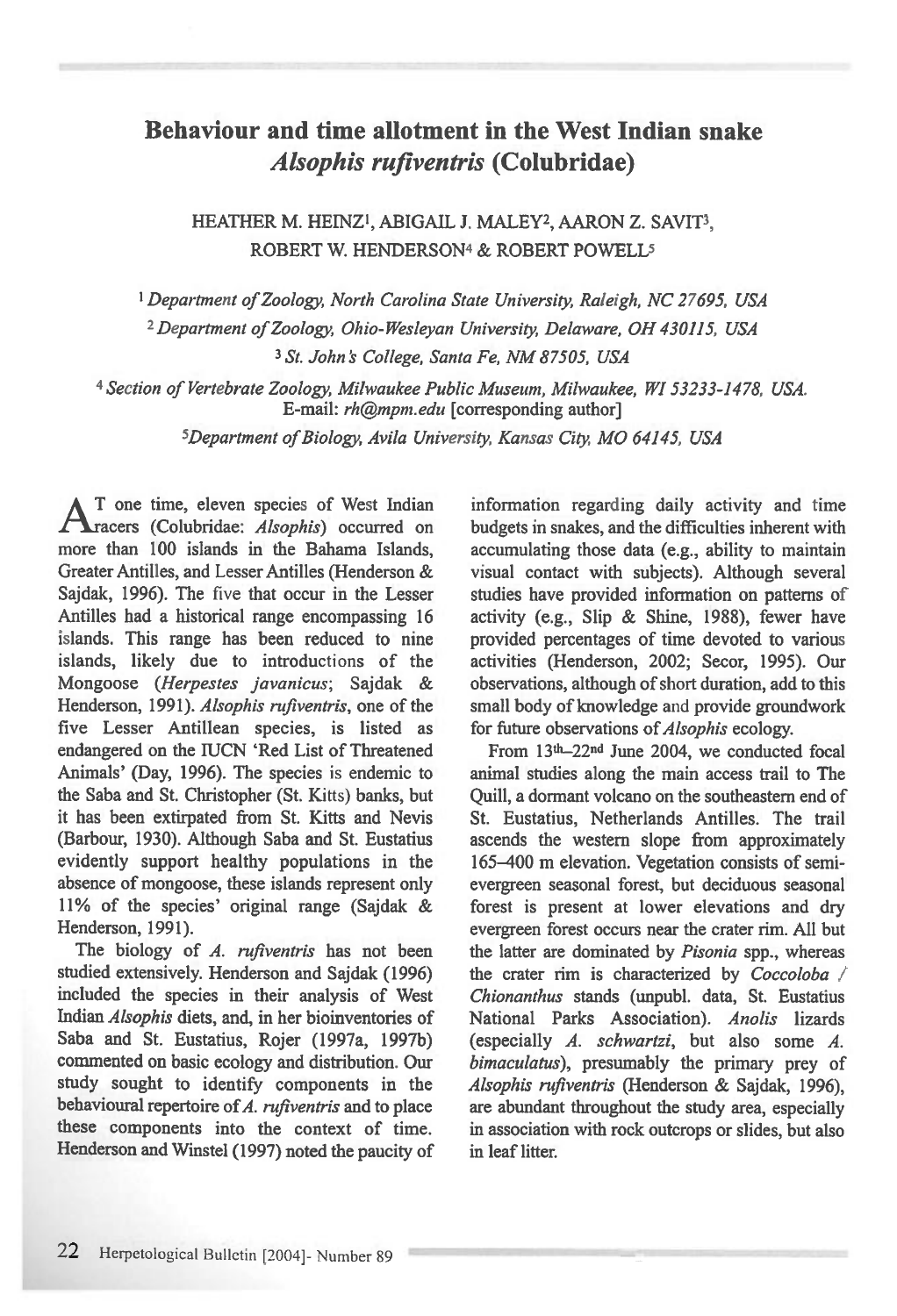# Behaviour and time allotment in the West Indian snake *Alsophis rufiventris* (Colubridae)

HEATHER M. HEINZ[1], ABIGAIL J. MALEY[2], AARON Z. SAVIT[3], ROBERT W. HENDERSON[4] & ROBERT POWELL[5]

[1] *Department of Zoology, North Carolina State University, Raleigh, NC 27695, USA*

[2] *Department of Zoology, Ohio-Wesleyan University, Delaware, OH 430115, USA*

[3] *St. John's College, Santa Fe, NM 87505, USA*

[4] *Section of Vertebrate Zoology, Milwaukee Public Museum, Milwaukee, WI 53233-1478, USA.* E-mail: *rh@mpm.edu* [corresponding author]

[5] *Department of Biology, Avila University, Kansas City, MO 64145, USA*

At one time, eleven species of West Indian racers (Colubridae: *Alsophis*) occurred on more than 100 islands in the Bahama Islands, Greater Antilles, and Lesser Antilles (Henderson & Sajdak, 1996). The five that occur in the Lesser Antilles had a historical range encompassing 16 islands. This range has been reduced to nine islands, likely due to introductions of the Mongoose (*Herpestes javanicus*; Sajdak & Henderson, 1991). *Alsophis rufiventris*, one of the five Lesser Antillean species, is listed as endangered on the IUCN 'Red List of Threatened Animals' (Day, 1996). The species is endemic to the Saba and St. Christopher (St. Kitts) banks, but it has been extirpated from St. Kitts and Nevis (Barbour, 1930). Although Saba and St. Eustatius evidently support healthy populations in the absence of mongoose, these islands represent only 11% of the species' original range (Sajdak & Henderson, 1991).

The biology of *A. rufiventris* has not been studied extensively. Henderson and Sajdak (1996) included the species in their analysis of West Indian *Alsophis* diets, and, in her bioinventories of Saba and St. Eustatius, Rojer (1997a, 1997b) commented on basic ecology and distribution. Our study sought to identify components in the behavioural repertoire of *A. rufiventris* and to place these components into the context of time. Henderson and Winstel (1997) noted the paucity of information regarding daily activity and time budgets in snakes, and the difficulties inherent with accumulating those data (e.g., ability to maintain visual contact with subjects). Although several studies have provided information on patterns of activity (e.g., Slip & Shine, 1988), fewer have provided percentages of time devoted to various activities (Henderson, 2002; Secor, 1995). Our observations, although of short duration, add to this small body of knowledge and provide groundwork for future observations of *Alsophis* ecology.

From 13th–22nd June 2004, we conducted focal animal studies along the main access trail to The Quill, a dormant volcano on the southeastern end of St. Eustatius, Netherlands Antilles. The trail ascends the western slope from approximately 165–400 m elevation. Vegetation consists of semi-evergreen seasonal forest, but deciduous seasonal forest is present at lower elevations and dry evergreen forest occurs near the crater rim. All but the latter are dominated by *Pisonia* spp., whereas the crater rim is characterized by *Coccoloba* / *Chionanthus* stands (unpubl. data, St. Eustatius National Parks Association). *Anolis* lizards (especially *A. schwartzi*, but also some *A. bimaculatus*), presumably the primary prey of *Alsophis rufiventris* (Henderson & Sajdak, 1996), are abundant throughout the study area, especially in association with rock outcrops or slides, but also in leaf litter.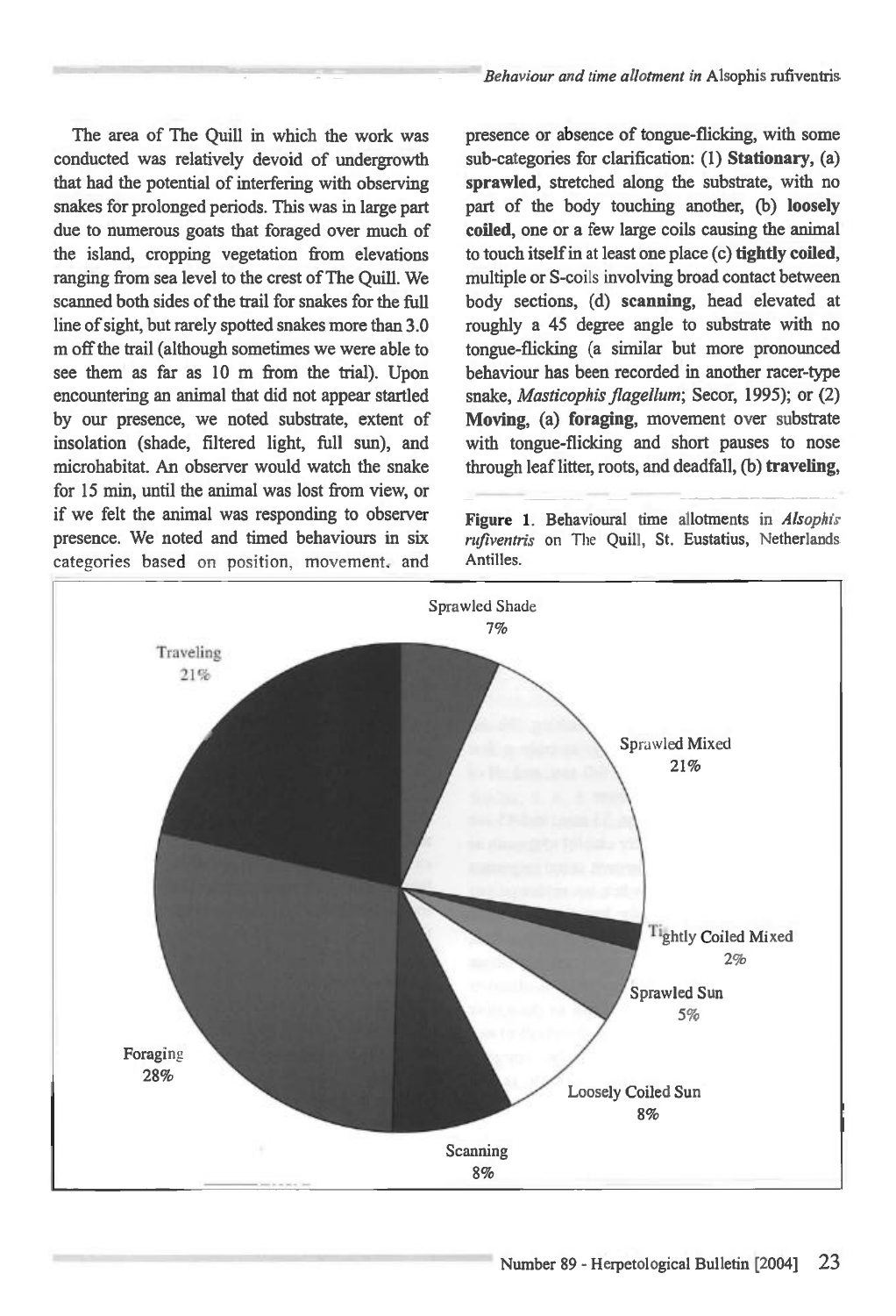The area of The Quill in which the work was conducted was relatively devoid of undergrowth that had the potential of interfering with observing snakes for prolonged periods. This was in large part due to numerous goats that foraged over much of the island, cropping vegetation from elevations ranging from sea level to the crest of The Quill. We scanned both sides of the trail for snakes for the full line of sight, but rarely spotted snakes more than 3.0 m off the trail (although sometimes we were able to see them as far as 10 m from the trial). Upon encountering an animal that did not appear startled by our presence, we noted substrate, extent of insolation (shade, filtered light, full sun), and microhabitat. An observer would watch the snake for 15 min, until the animal was lost from view, or if we felt the animal was responding to observer presence. We noted and timed behaviours in six categories based on position, movement, and presence or absence of tongue-flicking, with some sub-categories for clarification: (1) **Stationary**, (a) **sprawled**, stretched along the substrate, with no part of the body touching another, (b) **loosely coiled**, one or a few large coils causing the animal to touch itself in at least one place (c) **tightly coiled**, multiple or S-coils involving broad contact between body sections, (d) **scanning**, head elevated at roughly a 45 degree angle to substrate with no tongue-flicking (a similar but more pronounced behaviour has been recorded in another racer-type snake, *Masticophis flagellum*; Secor, 1995); or (2) **Moving**, (a) **foraging**, movement over substrate with tongue-flicking and short pauses to nose through leaf litter, roots, and deadfall, (b) **traveling**,

**Figure 1**. Behavioural time allotments in *Alsophis rufiventris* on The Quill, St. Eustatius, Netherlands Antilles.

| Behaviour | Percentage |
|---|---|
| Sprawled Shade | 7% |
| Sprawled Mixed | 21% |
| Tightly Coiled Mixed | 2% |
| Sprawled Sun | 5% |
| Loosely Coiled Sun | 8% |
| Scanning | 8% |
| Foraging | 28% |
| Traveling | 21% |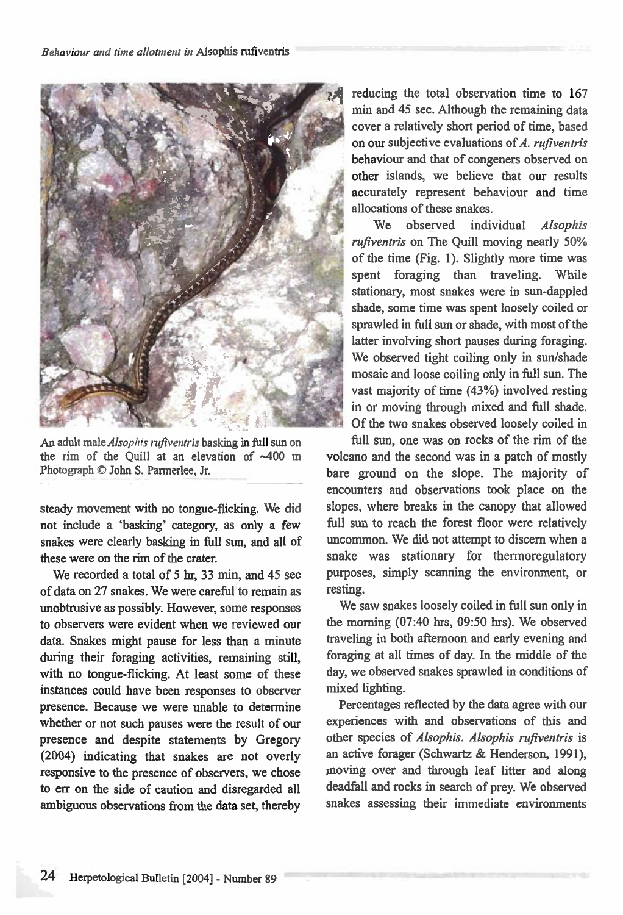An adult male *Alsophis rufiventris* basking in full sun on the rim of the Quill at an elevation of ~400 m Photograph © John S. Parmerlee, Jr.

steady movement with no tongue-flicking. We did not include a 'basking' category, as only a few snakes were clearly basking in full sun, and all of these were on the rim of the crater.

We recorded a total of 5 hr, 33 min, and 45 sec of data on 27 snakes. We were careful to remain as unobtrusive as possibly. However, some responses to observers were evident when we reviewed our data. Snakes might pause for less than a minute during their foraging activities, remaining still, with no tongue-flicking. At least some of these instances could have been responses to observer presence. Because we were unable to determine whether or not such pauses were the result of our presence and despite statements by Gregory (2004) indicating that snakes are not overly responsive to the presence of observers, we chose to err on the side of caution and disregarded all ambiguous observations from the data set, thereby reducing the total observation time to 167 min and 45 sec. Although the remaining data cover a relatively short period of time, based on our subjective evaluations of *A. rufiventris* behaviour and that of congeners observed on other islands, we believe that our results accurately represent behaviour and time allocations of these snakes.

We observed individual *Alsophis rufiventris* on The Quill moving nearly 50% of the time (Fig. 1). Slightly more time was spent foraging than traveling. While stationary, most snakes were in sun-dappled shade, some time was spent loosely coiled or sprawled in full sun or shade, with most of the latter involving short pauses during foraging. We observed tight coiling only in sun/shade mosaic and loose coiling only in full sun. The vast majority of time (43%) involved resting in or moving through mixed and full shade. Of the two snakes observed loosely coiled in full sun, one was on rocks of the rim of the volcano and the second was in a patch of mostly bare ground on the slope. The majority of encounters and observations took place on the slopes, where breaks in the canopy that allowed full sun to reach the forest floor were relatively uncommon. We did not attempt to discern when a snake was stationary for thermoregulatory purposes, simply scanning the environment, or resting.

We saw snakes loosely coiled in full sun only in the morning (07:40 hrs, 09:50 hrs). We observed traveling in both afternoon and early evening and foraging at all times of day. In the middle of the day, we observed snakes sprawled in conditions of mixed lighting.

Percentages reflected by the data agree with our experiences with and observations of this and other species of *Alsophis*. *Alsophis rufiventris* is an active forager (Schwartz & Henderson, 1991), moving over and through leaf litter and along deadfall and rocks in search of prey. We observed snakes assessing their immediate environments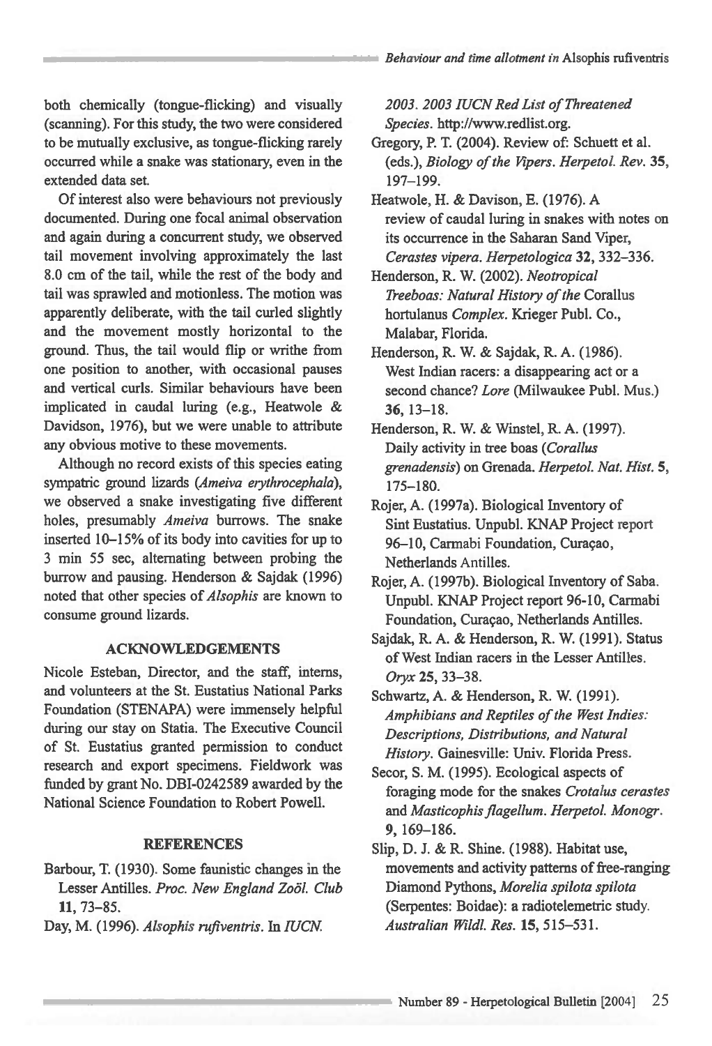both chemically (tongue-flicking) and visually (scanning). For this study, the two were considered to be mutually exclusive, as tongue-flicking rarely occurred while a snake was stationary, even in the extended data set.

Of interest also were behaviours not previously documented. During one focal animal observation and again during a concurrent study, we observed tail movement involving approximately the last 8.0 cm of the tail, while the rest of the body and tail was sprawled and motionless. The motion was apparently deliberate, with the tail curled slightly and the movement mostly horizontal to the ground. Thus, the tail would flip or writhe from one position to another, with occasional pauses and vertical curls. Similar behaviours have been implicated in caudal luring (e.g., Heatwole & Davidson, 1976), but we were unable to attribute any obvious motive to these movements.

Although no record exists of this species eating sympatric ground lizards (*Ameiva erythrocephala*), we observed a snake investigating five different holes, presumably *Ameiva* burrows. The snake inserted 10–15% of its body into cavities for up to 3 min 55 sec, alternating between probing the burrow and pausing. Henderson & Sajdak (1996) noted that other species of *Alsophis* are known to consume ground lizards.

## ACKNOWLEDGEMENTS

Nicole Esteban, Director, and the staff, interns, and volunteers at the St. Eustatius National Parks Foundation (STENAPA) were immensely helpful during our stay on Statia. The Executive Council of St. Eustatius granted permission to conduct research and export specimens. Fieldwork was funded by grant No. DBI-0242589 awarded by the National Science Foundation to Robert Powell.

## REFERENCES

Barbour, T. (1930). Some faunistic changes in the Lesser Antilles. *Proc. New England Zoöl. Club* **11**, 73–85.

Day, M. (1996). *Alsophis rufiventris*. In *IUCN 2003. 2003 IUCN Red List of Threatened Species*. http://www.redlist.org.

Gregory, P. T. (2004). Review of: Schuett et al. (eds.), *Biology of the Vipers*. *Herpetol. Rev.* **35**, 197–199.

Heatwole, H. & Davison, E. (1976). A review of caudal luring in snakes with notes on its occurrence in the Saharan Sand Viper, *Cerastes vipera*. *Herpetologica* **32**, 332–336.

Henderson, R. W. (2002). *Neotropical Treeboas: Natural History of the* Corallus hortulanus *Complex*. Krieger Publ. Co., Malabar, Florida.

Henderson, R. W. & Sajdak, R. A. (1986). West Indian racers: a disappearing act or a second chance? *Lore* (Milwaukee Publ. Mus.) **36**, 13–18.

Henderson, R. W. & Winstel, R. A. (1997). Daily activity in tree boas (*Corallus grenadensis*) on Grenada. *Herpetol. Nat. Hist.* **5**, 175–180.

Rojer, A. (1997a). Biological Inventory of Sint Eustatius. Unpubl. KNAP Project report 96–10, Carmabi Foundation, Curaçao, Netherlands Antilles.

Rojer, A. (1997b). Biological Inventory of Saba. Unpubl. KNAP Project report 96-10, Carmabi Foundation, Curaçao, Netherlands Antilles.

Sajdak, R. A. & Henderson, R. W. (1991). Status of West Indian racers in the Lesser Antilles. *Oryx* **25**, 33–38.

Schwartz, A. & Henderson, R. W. (1991). *Amphibians and Reptiles of the West Indies: Descriptions, Distributions, and Natural History*. Gainesville: Univ. Florida Press.

Secor, S. M. (1995). Ecological aspects of foraging mode for the snakes *Crotalus cerastes* and *Masticophis flagellum*. *Herpetol. Monogr.* **9**, 169–186.

Slip, D. J. & R. Shine. (1988). Habitat use, movements and activity patterns of free-ranging Diamond Pythons, *Morelia spilota spilota* (Serpentes: Boidae): a radiotelemetric study. *Australian Wildl. Res.* **15**, 515–531.